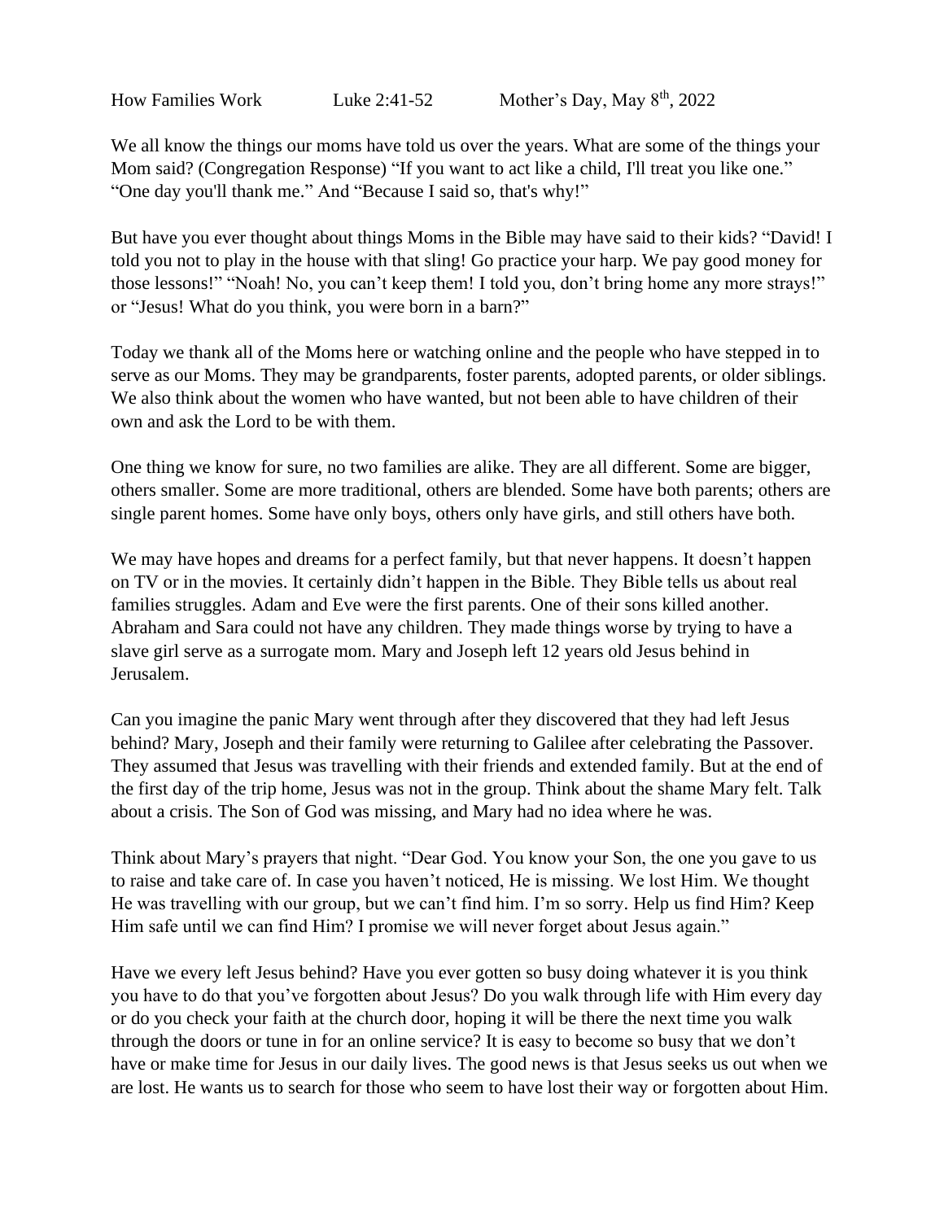How Families Work    Luke 2:41-52    Mother's Day, May 8th, 2022

We all know the things our moms have told us over the years. What are some of the things your Mom said? (Congregation Response) "If you want to act like a child, I'll treat you like one." "One day you'll thank me." And "Because I said so, that's why!"

But have you ever thought about things Moms in the Bible may have said to their kids? "David! I told you not to play in the house with that sling! Go practice your harp. We pay good money for those lessons!" "Noah! No, you can't keep them! I told you, don't bring home any more strays!" or "Jesus! What do you think, you were born in a barn?"

Today we thank all of the Moms here or watching online and the people who have stepped in to serve as our Moms. They may be grandparents, foster parents, adopted parents, or older siblings. We also think about the women who have wanted, but not been able to have children of their own and ask the Lord to be with them.

One thing we know for sure, no two families are alike. They are all different. Some are bigger, others smaller. Some are more traditional, others are blended. Some have both parents; others are single parent homes. Some have only boys, others only have girls, and still others have both.

We may have hopes and dreams for a perfect family, but that never happens. It doesn't happen on TV or in the movies. It certainly didn't happen in the Bible. They Bible tells us about real families struggles. Adam and Eve were the first parents. One of their sons killed another. Abraham and Sara could not have any children. They made things worse by trying to have a slave girl serve as a surrogate mom. Mary and Joseph left 12 years old Jesus behind in Jerusalem.

Can you imagine the panic Mary went through after they discovered that they had left Jesus behind? Mary, Joseph and their family were returning to Galilee after celebrating the Passover. They assumed that Jesus was travelling with their friends and extended family. But at the end of the first day of the trip home, Jesus was not in the group. Think about the shame Mary felt. Talk about a crisis. The Son of God was missing, and Mary had no idea where he was.

Think about Mary's prayers that night. "Dear God. You know your Son, the one you gave to us to raise and take care of. In case you haven't noticed, He is missing. We lost Him. We thought He was travelling with our group, but we can't find him. I'm so sorry. Help us find Him? Keep Him safe until we can find Him? I promise we will never forget about Jesus again."

Have we every left Jesus behind? Have you ever gotten so busy doing whatever it is you think you have to do that you've forgotten about Jesus? Do you walk through life with Him every day or do you check your faith at the church door, hoping it will be there the next time you walk through the doors or tune in for an online service? It is easy to become so busy that we don't have or make time for Jesus in our daily lives. The good news is that Jesus seeks us out when we are lost. He wants us to search for those who seem to have lost their way or forgotten about Him.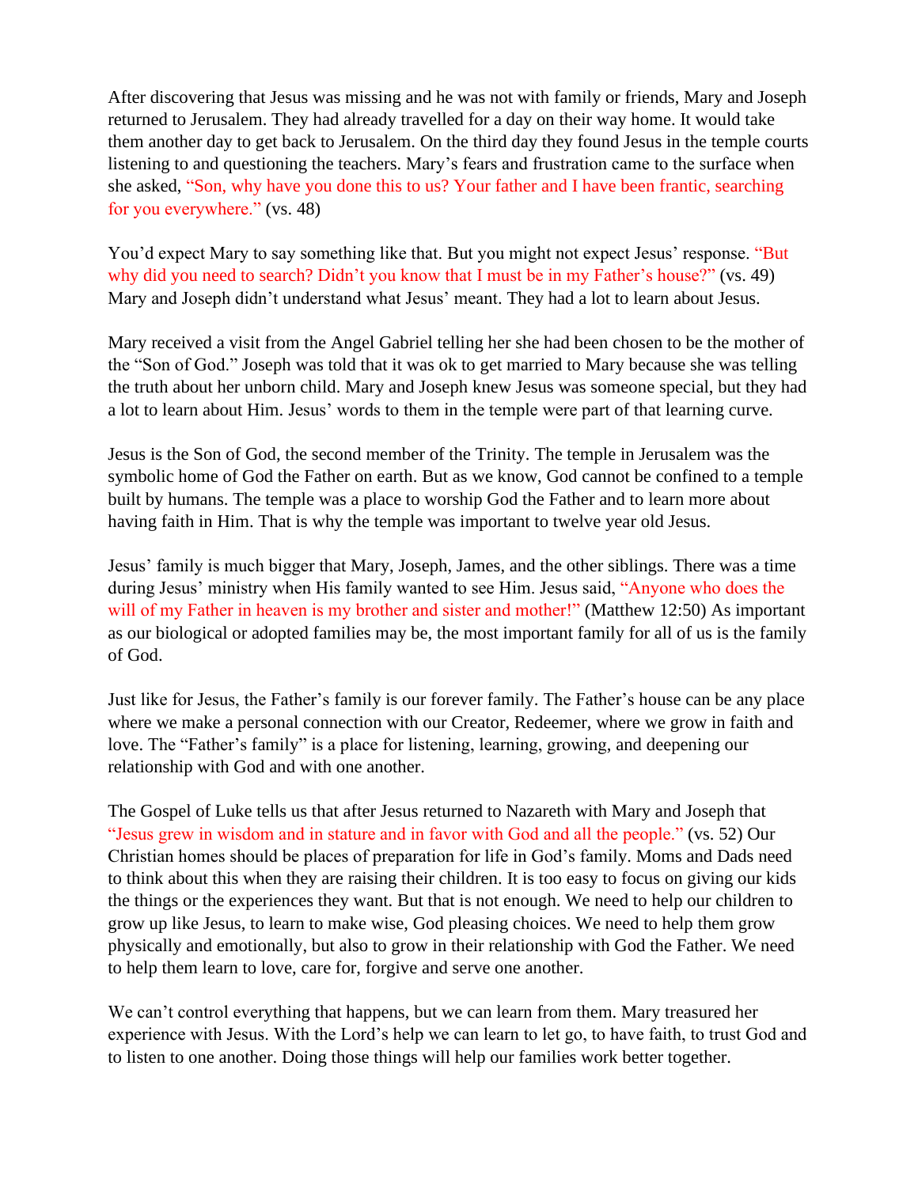After discovering that Jesus was missing and he was not with family or friends, Mary and Joseph returned to Jerusalem. They had already travelled for a day on their way home. It would take them another day to get back to Jerusalem. On the third day they found Jesus in the temple courts listening to and questioning the teachers. Mary's fears and frustration came to the surface when she asked, "Son, why have you done this to us? Your father and I have been frantic, searching for you everywhere." (vs. 48)

You'd expect Mary to say something like that. But you might not expect Jesus' response. "But why did you need to search? Didn't you know that I must be in my Father's house?" (vs. 49) Mary and Joseph didn't understand what Jesus' meant. They had a lot to learn about Jesus.

Mary received a visit from the Angel Gabriel telling her she had been chosen to be the mother of the "Son of God." Joseph was told that it was ok to get married to Mary because she was telling the truth about her unborn child. Mary and Joseph knew Jesus was someone special, but they had a lot to learn about Him. Jesus' words to them in the temple were part of that learning curve.

Jesus is the Son of God, the second member of the Trinity. The temple in Jerusalem was the symbolic home of God the Father on earth. But as we know, God cannot be confined to a temple built by humans. The temple was a place to worship God the Father and to learn more about having faith in Him. That is why the temple was important to twelve year old Jesus.

Jesus' family is much bigger that Mary, Joseph, James, and the other siblings. There was a time during Jesus' ministry when His family wanted to see Him. Jesus said, "Anyone who does the will of my Father in heaven is my brother and sister and mother!" (Matthew 12:50) As important as our biological or adopted families may be, the most important family for all of us is the family of God.

Just like for Jesus, the Father's family is our forever family. The Father's house can be any place where we make a personal connection with our Creator, Redeemer, where we grow in faith and love. The "Father's family" is a place for listening, learning, growing, and deepening our relationship with God and with one another.

The Gospel of Luke tells us that after Jesus returned to Nazareth with Mary and Joseph that "Jesus grew in wisdom and in stature and in favor with God and all the people." (vs. 52) Our Christian homes should be places of preparation for life in God's family. Moms and Dads need to think about this when they are raising their children. It is too easy to focus on giving our kids the things or the experiences they want. But that is not enough. We need to help our children to grow up like Jesus, to learn to make wise, God pleasing choices. We need to help them grow physically and emotionally, but also to grow in their relationship with God the Father. We need to help them learn to love, care for, forgive and serve one another.

We can't control everything that happens, but we can learn from them. Mary treasured her experience with Jesus. With the Lord's help we can learn to let go, to have faith, to trust God and to listen to one another. Doing those things will help our families work better together.